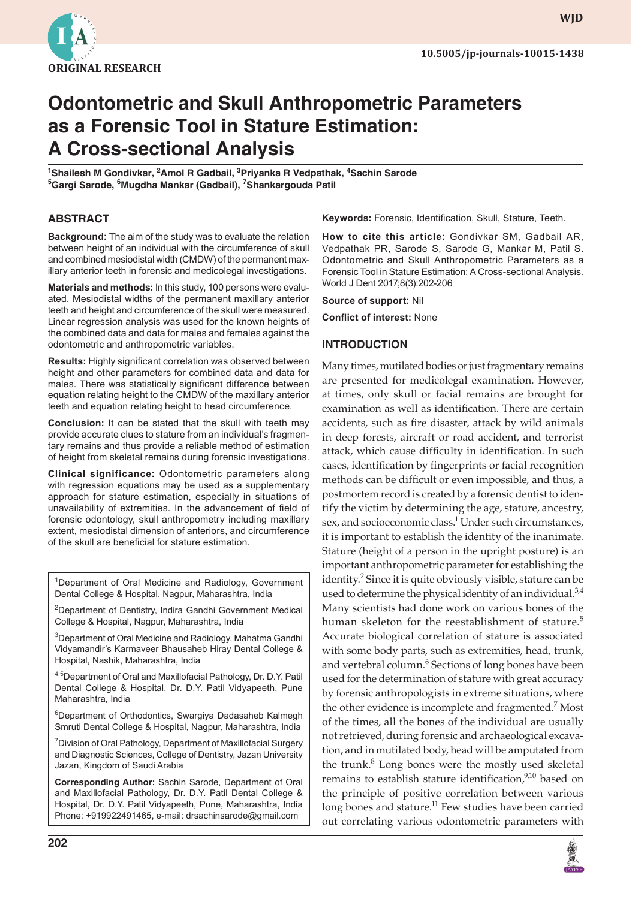ORIGINAL RESEARCH

10.5005/jp-journals-10015-1438

# Odontometric and Skull Anthropometric Parameters as a Forensic Tool in Stature Estimation: A Cross-sectional Analysis

[1]Shailesh M Gondivkar, [2]Amol R Gadbail, [3]Priyanka R Vedpathak, [4]Sachin Sarode
[5]Gargi Sarode, [6]Mugdha Mankar (Gadbail), [7]Shankargouda Patil

## ABSTRACT

**Background:** The aim of the study was to evaluate the relation between height of an individual with the circumference of skull and combined mesiodistal width (CMDW) of the permanent maxillary anterior teeth in forensic and medicolegal investigations.

**Materials and methods:** In this study, 100 persons were evaluated. Mesiodistal widths of the permanent maxillary anterior teeth and height and circumference of the skull were measured. Linear regression analysis was used for the known heights of the combined data and data for males and females against the odontometric and anthropometric variables.

**Results:** Highly significant correlation was observed between height and other parameters for combined data and data for males. There was statistically significant difference between equation relating height to the CMDW of the maxillary anterior teeth and equation relating height to head circumference.

**Conclusion:** It can be stated that the skull with teeth may provide accurate clues to stature from an individual's fragmentary remains and thus provide a reliable method of estimation of height from skeletal remains during forensic investigations.

**Clinical significance:** Odontometric parameters along with regression equations may be used as a supplementary approach for stature estimation, especially in situations of unavailability of extremities. In the advancement of field of forensic odontology, skull anthropometry including maxillary extent, mesiodistal dimension of anteriors, and circumference of the skull are beneficial for stature estimation.

**Keywords:** Forensic, Identification, Skull, Stature, Teeth.

**How to cite this article:** Gondivkar SM, Gadbail AR, Vedpathak PR, Sarode S, Sarode G, Mankar M, Patil S. Odontometric and Skull Anthropometric Parameters as a Forensic Tool in Stature Estimation: A Cross-sectional Analysis. World J Dent 2017;8(3):202-206

**Source of support:** Nil

**Conflict of interest:** None

[1]Department of Oral Medicine and Radiology, Government Dental College & Hospital, Nagpur, Maharashtra, India

[2]Department of Dentistry, Indira Gandhi Government Medical College & Hospital, Nagpur, Maharashtra, India

[3]Department of Oral Medicine and Radiology, Mahatma Gandhi Vidyamandir's Karmaveer Bhausaheb Hiray Dental College & Hospital, Nashik, Maharashtra, India

[4,5]Department of Oral and Maxillofacial Pathology, Dr. D.Y. Patil Dental College & Hospital, Dr. D.Y. Patil Vidyapeeth, Pune Maharashtra, India

[6]Department of Orthodontics, Swargiya Dadasaheb Kalmegh Smruti Dental College & Hospital, Nagpur, Maharashtra, India

[7]Division of Oral Pathology, Department of Maxillofacial Surgery and Diagnostic Sciences, College of Dentistry, Jazan University Jazan, Kingdom of Saudi Arabia

**Corresponding Author:** Sachin Sarode, Department of Oral and Maxillofacial Pathology, Dr. D.Y. Patil Dental College & Hospital, Dr. D.Y. Patil Vidyapeeth, Pune, Maharashtra, India Phone: +919922491465, e-mail: drsachinsarode@gmail.com

## INTRODUCTION

Many times, mutilated bodies or just fragmentary remains are presented for medicolegal examination. However, at times, only skull or facial remains are brought for examination as well as identification. There are certain accidents, such as fire disaster, attack by wild animals in deep forests, aircraft or road accident, and terrorist attack, which cause difficulty in identification. In such cases, identification by fingerprints or facial recognition methods can be difficult or even impossible, and thus, a postmortem record is created by a forensic dentist to identify the victim by determining the age, stature, ancestry, sex, and socioeconomic class.[1] Under such circumstances, it is important to establish the identity of the inanimate. Stature (height of a person in the upright posture) is an important anthropometric parameter for establishing the identity.[2] Since it is quite obviously visible, stature can be used to determine the physical identity of an individual.[3,4] Many scientists had done work on various bones of the human skeleton for the reestablishment of stature.[5] Accurate biological correlation of stature is associated with some body parts, such as extremities, head, trunk, and vertebral column.[6] Sections of long bones have been used for the determination of stature with great accuracy by forensic anthropologists in extreme situations, where the other evidence is incomplete and fragmented.[7] Most of the times, all the bones of the individual are usually not retrieved, during forensic and archaeological excavation, and in mutilated body, head will be amputated from the trunk.[8] Long bones were the mostly used skeletal remains to establish stature identification,[9,10] based on the principle of positive correlation between various long bones and stature.[11] Few studies have been carried out correlating various odontometric parameters with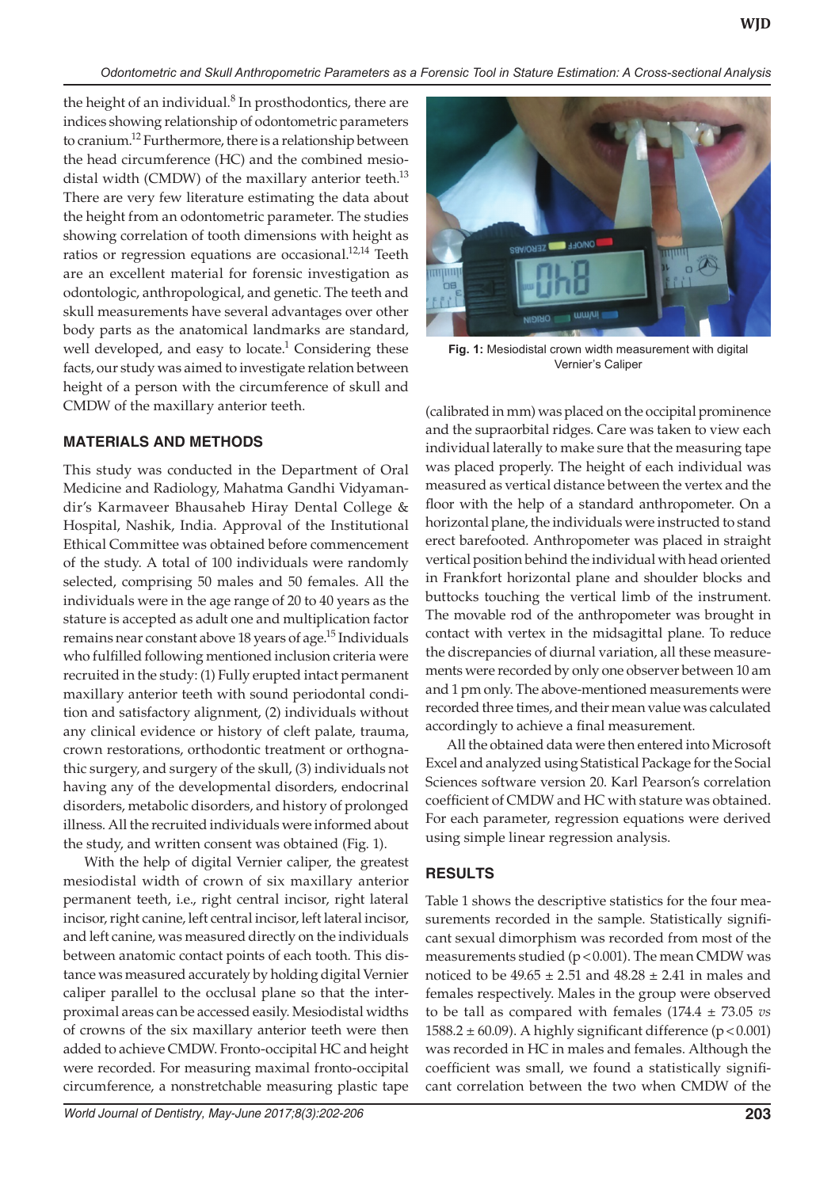the height of an individual.[8] In prosthodontics, there are indices showing relationship of odontometric parameters to cranium.[12] Furthermore, there is a relationship between the head circumference (HC) and the combined mesiodistal width (CMDW) of the maxillary anterior teeth.[13] There are very few literature estimating the data about the height from an odontometric parameter. The studies showing correlation of tooth dimensions with height as ratios or regression equations are occasional.[12,14] Teeth are an excellent material for forensic investigation as odontologic, anthropological, and genetic. The teeth and skull measurements have several advantages over other body parts as the anatomical landmarks are standard, well developed, and easy to locate.[1] Considering these facts, our study was aimed to investigate relation between height of a person with the circumference of skull and CMDW of the maxillary anterior teeth.

## MATERIALS AND METHODS

This study was conducted in the Department of Oral Medicine and Radiology, Mahatma Gandhi Vidyamandir's Karmaveer Bhausaheb Hiray Dental College & Hospital, Nashik, India. Approval of the Institutional Ethical Committee was obtained before commencement of the study. A total of 100 individuals were randomly selected, comprising 50 males and 50 females. All the individuals were in the age range of 20 to 40 years as the stature is accepted as adult one and multiplication factor remains near constant above 18 years of age.[15] Individuals who fulfilled following mentioned inclusion criteria were recruited in the study: (1) Fully erupted intact permanent maxillary anterior teeth with sound periodontal condition and satisfactory alignment, (2) individuals without any clinical evidence or history of cleft palate, trauma, crown restorations, orthodontic treatment or orthognathic surgery, and surgery of the skull, (3) individuals not having any of the developmental disorders, endocrinal disorders, metabolic disorders, and history of prolonged illness. All the recruited individuals were informed about the study, and written consent was obtained (Fig. 1).

With the help of digital Vernier caliper, the greatest mesiodistal width of crown of six maxillary anterior permanent teeth, i.e., right central incisor, right lateral incisor, right canine, left central incisor, left lateral incisor, and left canine, was measured directly on the individuals between anatomic contact points of each tooth. This distance was measured accurately by holding digital Vernier caliper parallel to the occlusal plane so that the interproximal areas can be accessed easily. Mesiodistal widths of crowns of the six maxillary anterior teeth were then added to achieve CMDW. Fronto-occipital HC and height were recorded. For measuring maximal fronto-occipital circumference, a nonstretchable measuring plastic tape

**Fig. 1:** Mesiodistal crown width measurement with digital Vernier's Caliper

(calibrated in mm) was placed on the occipital prominence and the supraorbital ridges. Care was taken to view each individual laterally to make sure that the measuring tape was placed properly. The height of each individual was measured as vertical distance between the vertex and the floor with the help of a standard anthropometer. On a horizontal plane, the individuals were instructed to stand erect barefooted. Anthropometer was placed in straight vertical position behind the individual with head oriented in Frankfort horizontal plane and shoulder blocks and buttocks touching the vertical limb of the instrument. The movable rod of the anthropometer was brought in contact with vertex in the midsagittal plane. To reduce the discrepancies of diurnal variation, all these measurements were recorded by only one observer between 10 am and 1 pm only. The above-mentioned measurements were recorded three times, and their mean value was calculated accordingly to achieve a final measurement.

All the obtained data were then entered into Microsoft Excel and analyzed using Statistical Package for the Social Sciences software version 20. Karl Pearson's correlation coefficient of CMDW and HC with stature was obtained. For each parameter, regression equations were derived using simple linear regression analysis.

## RESULTS

Table 1 shows the descriptive statistics for the four measurements recorded in the sample. Statistically significant sexual dimorphism was recorded from most of the measurements studied ($p < 0.001$). The mean CMDW was noticed to be $49.65 \pm 2.51$ and $48.28 \pm 2.41$ in males and females respectively. Males in the group were observed to be tall as compared with females ($174.4 \pm 73.05$ *vs* $1588.2 \pm 60.09$). A highly significant difference ($p < 0.001$) was recorded in HC in males and females. Although the coefficient was small, we found a statistically significant correlation between the two when CMDW of the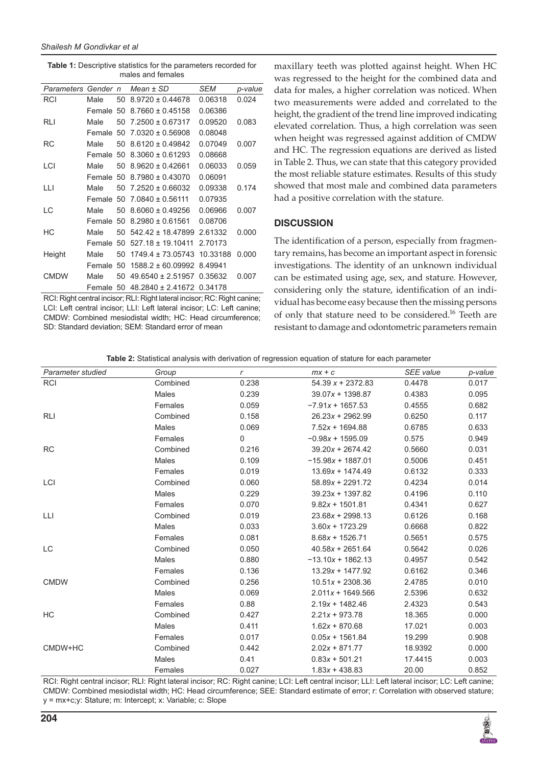**Table 1:** Descriptive statistics for the parameters recorded for males and females

| Parameters | Gender | n | Mean ± SD | SEM | p-value |
|---|---|---|---|---|---|
| RCI | Male | 50 | 8.9720 ± 0.44678 | 0.06318 | 0.024 |
| | Female | 50 | 8.7660 ± 0.45158 | 0.06386 | |
| RLI | Male | 50 | 7.2500 ± 0.67317 | 0.09520 | 0.083 |
| | Female | 50 | 7.0320 ± 0.56908 | 0.08048 | |
| RC | Male | 50 | 8.6120 ± 0.49842 | 0.07049 | 0.007 |
| | Female | 50 | 8.3060 ± 0.61293 | 0.08668 | |
| LCI | Male | 50 | 8.9620 ± 0.42661 | 0.06033 | 0.059 |
| | Female | 50 | 8.7980 ± 0.43070 | 0.06091 | |
| LLI | Male | 50 | 7.2520 ± 0.66032 | 0.09338 | 0.174 |
| | Female | 50 | 7.0840 ± 0.56111 | 0.07935 | |
| LC | Male | 50 | 8.6060 ± 0.49256 | 0.06966 | 0.007 |
| | Female | 50 | 8.2980 ± 0.61561 | 0.08706 | |
| HC | Male | 50 | 542.42 ± 18.47899 | 2.61332 | 0.000 |
| | Female | 50 | 527.18 ± 19.10411 | 2.70173 | |
| Height | Male | 50 | 1749.4 ± 73.05743 | 10.33188 | 0.000 |
| | Female | 50 | 1588.2 ± 60.09992 | 8.49941 | |
| CMDW | Male | 50 | 49.6540 ± 2.51957 | 0.35632 | 0.007 |
| | Female | 50 | 48.2840 ± 2.41672 | 0.34178 | |

RCI: Right central incisor; RLI: Right lateral incisor; RC: Right canine; LCI: Left central incisor; LLI: Left lateral incisor; LC: Left canine; CMDW: Combined mesiodistal width; HC: Head circumference; SD: Standard deviation; SEM: Standard error of mean

maxillary teeth was plotted against height. When HC was regressed to the height for the combined data and data for males, a higher correlation was noticed. When two measurements were added and correlated to the height, the gradient of the trend line improved indicating elevated correlation. Thus, a high correlation was seen when height was regressed against addition of CMDW and HC. The regression equations are derived as listed in Table 2. Thus, we can state that this category provided the most reliable stature estimates. Results of this study showed that most male and combined data parameters had a positive correlation with the stature.

## DISCUSSION

The identification of a person, especially from fragmentary remains, has become an important aspect in forensic investigations. The identity of an unknown individual can be estimated using age, sex, and stature. However, considering only the stature, identification of an individual has become easy because then the missing persons of only that stature need to be considered.[16] Teeth are resistant to damage and odontometric parameters remain

**Table 2:** Statistical analysis with derivation of regression equation of stature for each parameter

| Parameter studied | Group | r | mx + c | SEE value | p-value |
|---|---|---|---|---|---|
| RCI | Combined | 0.238 | $54.39x + 2372.83$ | 0.4478 | 0.017 |
| | Males | 0.239 | $39.07x + 1398.87$ | 0.4383 | 0.095 |
| | Females | 0.059 | $-7.91x + 1657.53$ | 0.4555 | 0.682 |
| RLI | Combined | 0.158 | $26.23x + 2962.99$ | 0.6250 | 0.117 |
| | Males | 0.069 | $7.52x + 1694.88$ | 0.6785 | 0.633 |
| | Females | 0 | $-0.98x + 1595.09$ | 0.575 | 0.949 |
| RC | Combined | 0.216 | $39.20x + 2674.42$ | 0.5660 | 0.031 |
| | Males | 0.109 | $-15.98x + 1887.01$ | 0.5006 | 0.451 |
| | Females | 0.019 | $13.69x + 1474.49$ | 0.6132 | 0.333 |
| LCI | Combined | 0.060 | $58.89x + 2291.72$ | 0.4234 | 0.014 |
| | Males | 0.229 | $39.23x + 1397.82$ | 0.4196 | 0.110 |
| | Females | 0.070 | $9.82x + 1501.81$ | 0.4341 | 0.627 |
| LLI | Combined | 0.019 | $23.68x + 2998.13$ | 0.6126 | 0.168 |
| | Males | 0.033 | $3.60x + 1723.29$ | 0.6668 | 0.822 |
| | Females | 0.081 | $8.68x + 1526.71$ | 0.5651 | 0.575 |
| LC | Combined | 0.050 | $40.58x + 2651.64$ | 0.5642 | 0.026 |
| | Males | 0.880 | $-13.10x + 1862.13$ | 0.4957 | 0.542 |
| | Females | 0.136 | $13.29x + 1477.92$ | 0.6162 | 0.346 |
| CMDW | Combined | 0.256 | $10.51x + 2308.36$ | 2.4785 | 0.010 |
| | Males | 0.069 | $2.011x + 1649.566$ | 2.5396 | 0.632 |
| | Females | 0.88 | $2.19x + 1482.46$ | 2.4323 | 0.543 |
| HC | Combined | 0.427 | $2.21x + 973.78$ | 18.365 | 0.000 |
| | Males | 0.411 | $1.62x + 870.68$ | 17.021 | 0.003 |
| | Females | 0.017 | $0.05x + 1561.84$ | 19.299 | 0.908 |
| CMDW+HC | Combined | 0.442 | $2.02x + 871.77$ | 18.9392 | 0.000 |
| | Males | 0.41 | $0.83x + 501.21$ | 17.4415 | 0.003 |
| | Females | 0.027 | $1.83x + 438.83$ | 20.00 | 0.852 |

RCI: Right central incisor; RLI: Right lateral incisor; RC: Right canine; LCI: Left central incisor; LLI: Left lateral incisor; LC: Left canine; CMDW: Combined mesiodistal width; HC: Head circumference; SEE: Standard estimate of error; r: Correlation with observed stature; y = mx+c;y: Stature; m: Intercept; x: Variable; c: Slope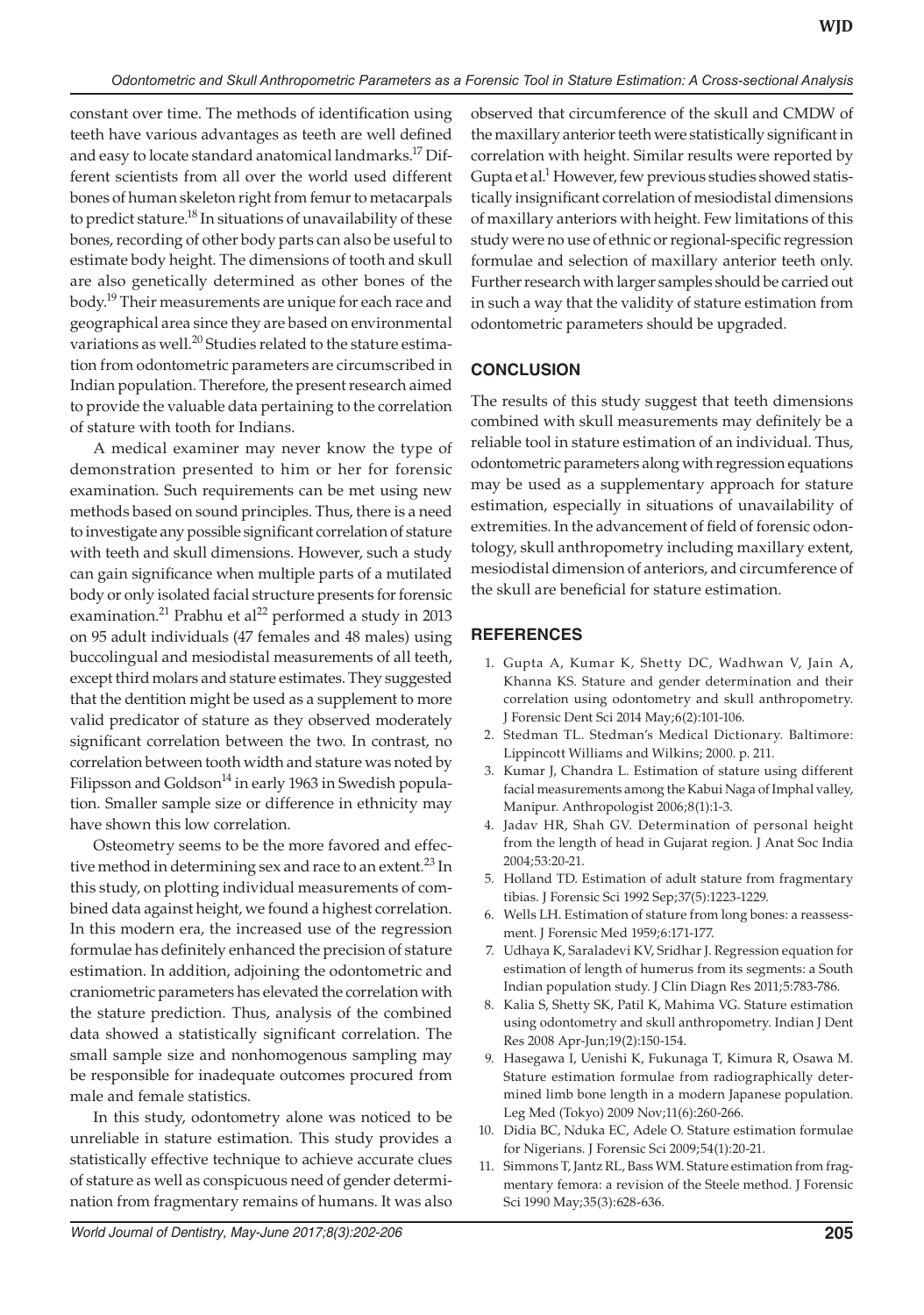constant over time. The methods of identification using teeth have various advantages as teeth are well defined and easy to locate standard anatomical landmarks.[17] Different scientists from all over the world used different bones of human skeleton right from femur to metacarpals to predict stature.[18] In situations of unavailability of these bones, recording of other body parts can also be useful to estimate body height. The dimensions of tooth and skull are also genetically determined as other bones of the body.[19] Their measurements are unique for each race and geographical area since they are based on environmental variations as well.[20] Studies related to the stature estimation from odontometric parameters are circumscribed in Indian population. Therefore, the present research aimed to provide the valuable data pertaining to the correlation of stature with tooth for Indians.

A medical examiner may never know the type of demonstration presented to him or her for forensic examination. Such requirements can be met using new methods based on sound principles. Thus, there is a need to investigate any possible significant correlation of stature with teeth and skull dimensions. However, such a study can gain significance when multiple parts of a mutilated body or only isolated facial structure presents for forensic examination.[21] Prabhu et al[22] performed a study in 2013 on 95 adult individuals (47 females and 48 males) using buccolingual and mesiodistal measurements of all teeth, except third molars and stature estimates. They suggested that the dentition might be used as a supplement to more valid predicator of stature as they observed moderately significant correlation between the two. In contrast, no correlation between tooth width and stature was noted by Filipsson and Goldson[14] in early 1963 in Swedish population. Smaller sample size or difference in ethnicity may have shown this low correlation.

Osteometry seems to be the more favored and effective method in determining sex and race to an extent.[23] In this study, on plotting individual measurements of combined data against height, we found a highest correlation. In this modern era, the increased use of the regression formulae has definitely enhanced the precision of stature estimation. In addition, adjoining the odontometric and craniometric parameters has elevated the correlation with the stature prediction. Thus, analysis of the combined data showed a statistically significant correlation. The small sample size and nonhomogenous sampling may be responsible for inadequate outcomes procured from male and female statistics.

In this study, odontometry alone was noticed to be unreliable in stature estimation. This study provides a statistically effective technique to achieve accurate clues of stature as well as conspicuous need of gender determination from fragmentary remains of humans. It was also observed that circumference of the skull and CMDW of the maxillary anterior teeth were statistically significant in correlation with height. Similar results were reported by Gupta et al.[1] However, few previous studies showed statistically insignificant correlation of mesiodistal dimensions of maxillary anteriors with height. Few limitations of this study were no use of ethnic or regional-specific regression formulae and selection of maxillary anterior teeth only. Further research with larger samples should be carried out in such a way that the validity of stature estimation from odontometric parameters should be upgraded.

## CONCLUSION

The results of this study suggest that teeth dimensions combined with skull measurements may definitely be a reliable tool in stature estimation of an individual. Thus, odontometric parameters along with regression equations may be used as a supplementary approach for stature estimation, especially in situations of unavailability of extremities. In the advancement of field of forensic odontology, skull anthropometry including maxillary extent, mesiodistal dimension of anteriors, and circumference of the skull are beneficial for stature estimation.

## REFERENCES

1. Gupta A, Kumar K, Shetty DC, Wadhwan V, Jain A, Khanna KS. Stature and gender determination and their correlation using odontometry and skull anthropometry. J Forensic Dent Sci 2014 May;6(2):101-106.
2. Stedman TL. Stedman's Medical Dictionary. Baltimore: Lippincott Williams and Wilkins; 2000. p. 211.
3. Kumar J, Chandra L. Estimation of stature using different facial measurements among the Kabui Naga of Imphal valley, Manipur. Anthropologist 2006;8(1):1-3.
4. Jadav HR, Shah GV. Determination of personal height from the length of head in Gujarat region. J Anat Soc India 2004;53:20-21.
5. Holland TD. Estimation of adult stature from fragmentary tibias. J Forensic Sci 1992 Sep;37(5):1223-1229.
6. Wells LH. Estimation of stature from long bones: a reassessment. J Forensic Med 1959;6:171-177.
7. Udhaya K, Saraladevi KV, Sridhar J. Regression equation for estimation of length of humerus from its segments: a South Indian population study. J Clin Diagn Res 2011;5:783-786.
8. Kalia S, Shetty SK, Patil K, Mahima VG. Stature estimation using odontometry and skull anthropometry. Indian J Dent Res 2008 Apr-Jun;19(2):150-154.
9. Hasegawa I, Uenishi K, Fukunaga T, Kimura R, Osawa M. Stature estimation formulae from radiographically determined limb bone length in a modern Japanese population. Leg Med (Tokyo) 2009 Nov;11(6):260-266.
10. Didia BC, Nduka EC, Adele O. Stature estimation formulae for Nigerians. J Forensic Sci 2009;54(1):20-21.
11. Simmons T, Jantz RL, Bass WM. Stature estimation from fragmentary femora: a revision of the Steele method. J Forensic Sci 1990 May;35(3):628-636.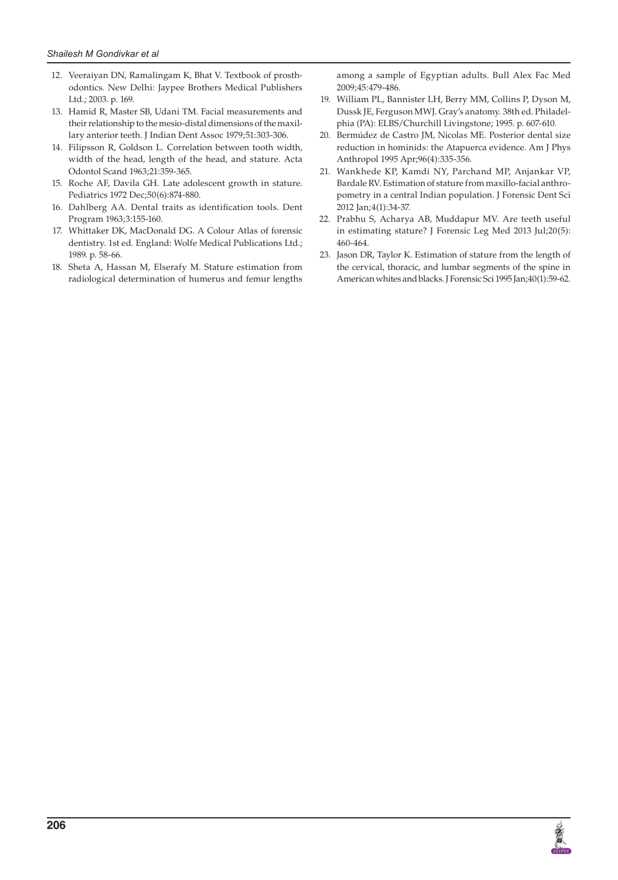12. Veeraiyan DN, Ramalingam K, Bhat V. Textbook of prosthodontics. New Delhi: Jaypee Brothers Medical Publishers Ltd.; 2003. p. 169.
13. Hamid R, Master SB, Udani TM. Facial measurements and their relationship to the mesio-distal dimensions of the maxillary anterior teeth. J Indian Dent Assoc 1979;51:303-306.
14. Filipsson R, Goldson L. Correlation between tooth width, width of the head, length of the head, and stature. Acta Odontol Scand 1963;21:359-365.
15. Roche AF, Davila GH. Late adolescent growth in stature. Pediatrics 1972 Dec;50(6):874-880.
16. Dahlberg AA. Dental traits as identification tools. Dent Program 1963;3:155-160.
17. Whittaker DK, MacDonald DG. A Colour Atlas of forensic dentistry. 1st ed. England: Wolfe Medical Publications Ltd.; 1989. p. 58-66.
18. Sheta A, Hassan M, Elserafy M. Stature estimation from radiological determination of humerus and femur lengths among a sample of Egyptian adults. Bull Alex Fac Med 2009;45:479-486.
19. William PL, Bannister LH, Berry MM, Collins P, Dyson M, Dussk JE, Ferguson MWJ. Gray's anatomy. 38th ed. Philadelphia (PA): ELBS/Churchill Livingstone; 1995. p. 607-610.
20. Bermúdez de Castro JM, Nicolas ME. Posterior dental size reduction in hominids: the Atapuerca evidence. Am J Phys Anthropol 1995 Apr;96(4):335-356.
21. Wankhede KP, Kamdi NY, Parchand MP, Anjankar VP, Bardale RV. Estimation of stature from maxillo-facial anthropometry in a central Indian population. J Forensic Dent Sci 2012 Jan;4(1):34-37.
22. Prabhu S, Acharya AB, Muddapur MV. Are teeth useful in estimating stature? J Forensic Leg Med 2013 Jul;20(5): 460-464.
23. Jason DR, Taylor K. Estimation of stature from the length of the cervical, thoracic, and lumbar segments of the spine in American whites and blacks. J Forensic Sci 1995 Jan;40(1):59-62.